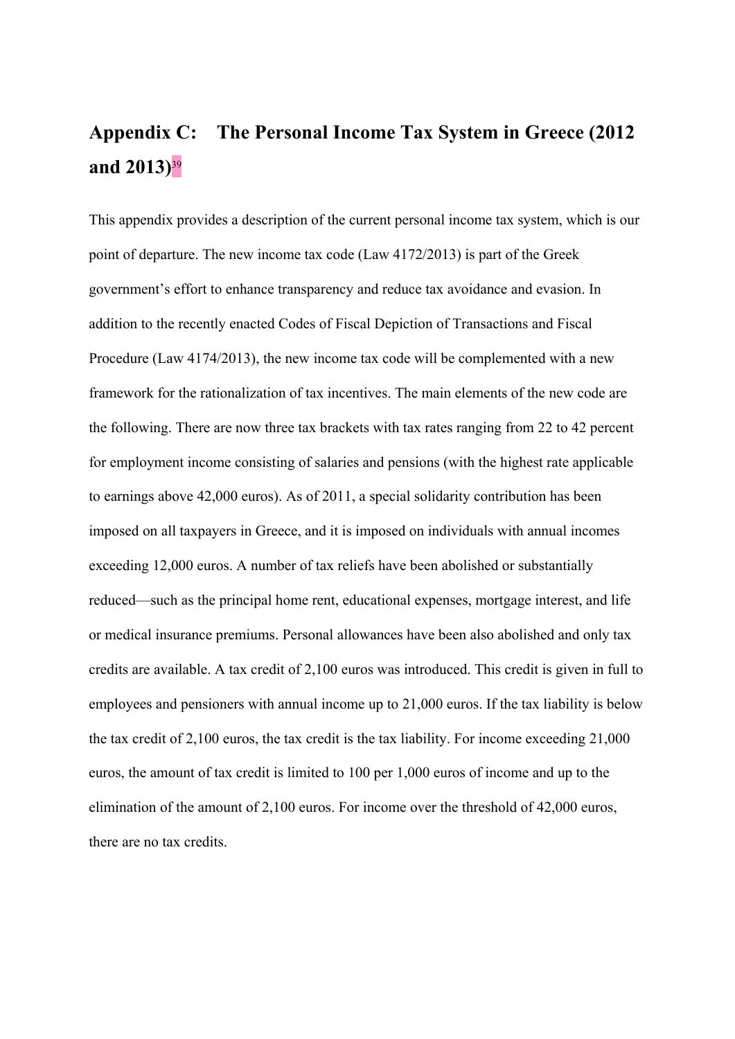# Appendix C: The Personal Income Tax System in Greece (2012 and 2013)[39]

This appendix provides a description of the current personal income tax system, which is our point of departure. The new income tax code (Law 4172/2013) is part of the Greek government's effort to enhance transparency and reduce tax avoidance and evasion. In addition to the recently enacted Codes of Fiscal Depiction of Transactions and Fiscal Procedure (Law 4174/2013), the new income tax code will be complemented with a new framework for the rationalization of tax incentives. The main elements of the new code are the following. There are now three tax brackets with tax rates ranging from 22 to 42 percent for employment income consisting of salaries and pensions (with the highest rate applicable to earnings above 42,000 euros). As of 2011, a special solidarity contribution has been imposed on all taxpayers in Greece, and it is imposed on individuals with annual incomes exceeding 12,000 euros. A number of tax reliefs have been abolished or substantially reduced—such as the principal home rent, educational expenses, mortgage interest, and life or medical insurance premiums. Personal allowances have been also abolished and only tax credits are available. A tax credit of 2,100 euros was introduced. This credit is given in full to employees and pensioners with annual income up to 21,000 euros. If the tax liability is below the tax credit of 2,100 euros, the tax credit is the tax liability. For income exceeding 21,000 euros, the amount of tax credit is limited to 100 per 1,000 euros of income and up to the elimination of the amount of 2,100 euros. For income over the threshold of 42,000 euros, there are no tax credits.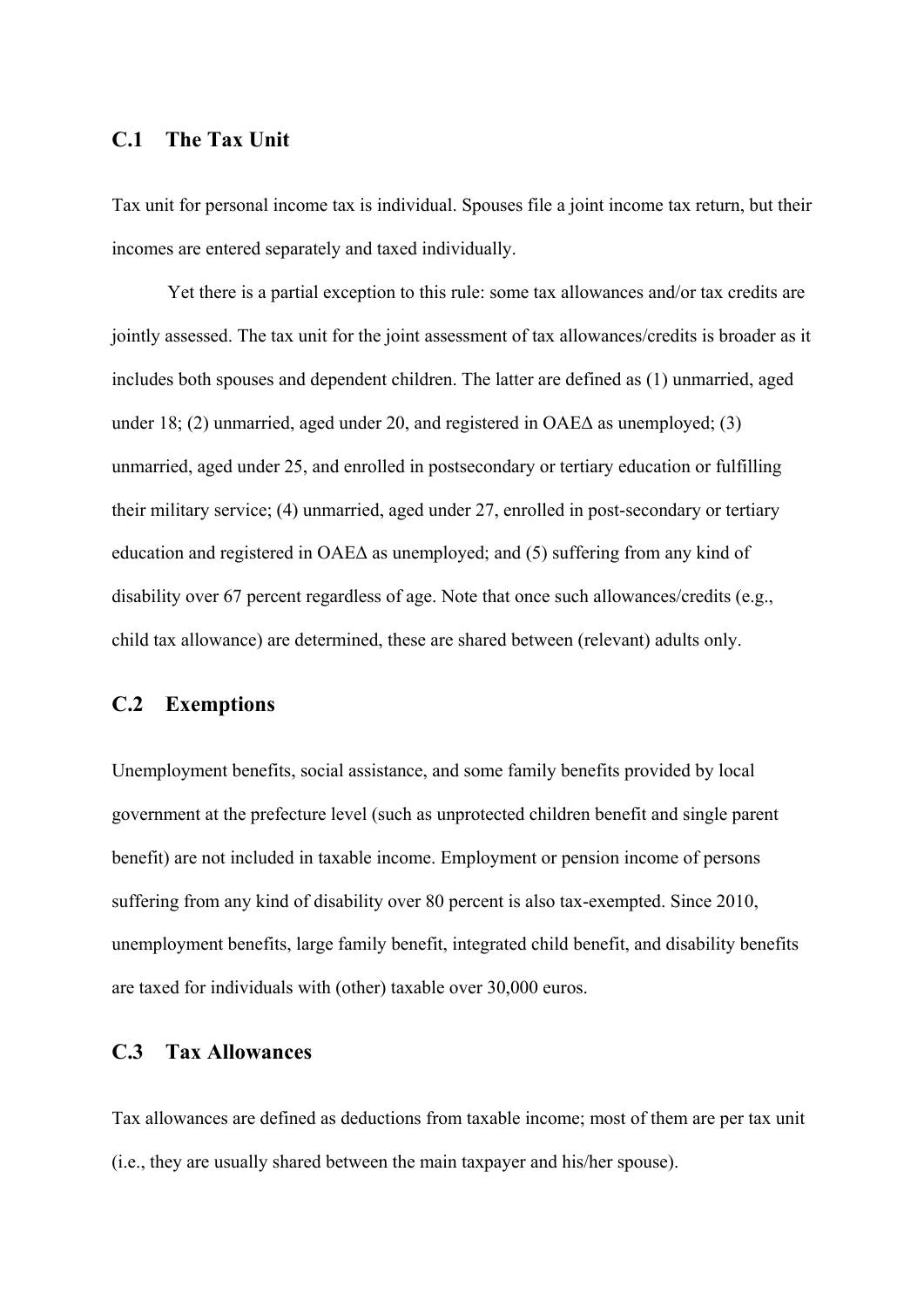## C.1 The Tax Unit

Tax unit for personal income tax is individual. Spouses file a joint income tax return, but their incomes are entered separately and taxed individually.

Yet there is a partial exception to this rule: some tax allowances and/or tax credits are jointly assessed. The tax unit for the joint assessment of tax allowances/credits is broader as it includes both spouses and dependent children. The latter are defined as (1) unmarried, aged under 18; (2) unmarried, aged under 20, and registered in OAEΔ as unemployed; (3) unmarried, aged under 25, and enrolled in postsecondary or tertiary education or fulfilling their military service; (4) unmarried, aged under 27, enrolled in post-secondary or tertiary education and registered in OAEΔ as unemployed; and (5) suffering from any kind of disability over 67 percent regardless of age. Note that once such allowances/credits (e.g., child tax allowance) are determined, these are shared between (relevant) adults only.

## C.2 Exemptions

Unemployment benefits, social assistance, and some family benefits provided by local government at the prefecture level (such as unprotected children benefit and single parent benefit) are not included in taxable income. Employment or pension income of persons suffering from any kind of disability over 80 percent is also tax-exempted. Since 2010, unemployment benefits, large family benefit, integrated child benefit, and disability benefits are taxed for individuals with (other) taxable over 30,000 euros.

## C.3 Tax Allowances

Tax allowances are defined as deductions from taxable income; most of them are per tax unit (i.e., they are usually shared between the main taxpayer and his/her spouse).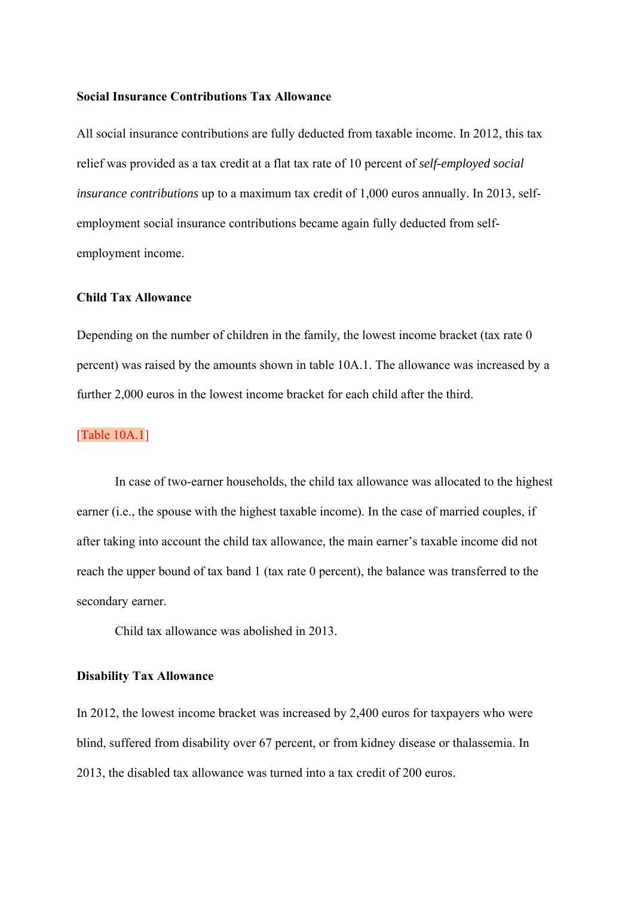**Social Insurance Contributions Tax Allowance**

All social insurance contributions are fully deducted from taxable income. In 2012, this tax relief was provided as a tax credit at a flat tax rate of 10 percent of *self-employed social insurance contributions* up to a maximum tax credit of 1,000 euros annually. In 2013, self-employment social insurance contributions became again fully deducted from self-employment income.

**Child Tax Allowance**

Depending on the number of children in the family, the lowest income bracket (tax rate 0 percent) was raised by the amounts shown in table 10A.1. The allowance was increased by a further 2,000 euros in the lowest income bracket for each child after the third.

[Table 10A.1]

In case of two-earner households, the child tax allowance was allocated to the highest earner (i.e., the spouse with the highest taxable income). In the case of married couples, if after taking into account the child tax allowance, the main earner's taxable income did not reach the upper bound of tax band 1 (tax rate 0 percent), the balance was transferred to the secondary earner.

Child tax allowance was abolished in 2013.

**Disability Tax Allowance**

In 2012, the lowest income bracket was increased by 2,400 euros for taxpayers who were blind, suffered from disability over 67 percent, or from kidney disease or thalassemia. In 2013, the disabled tax allowance was turned into a tax credit of 200 euros.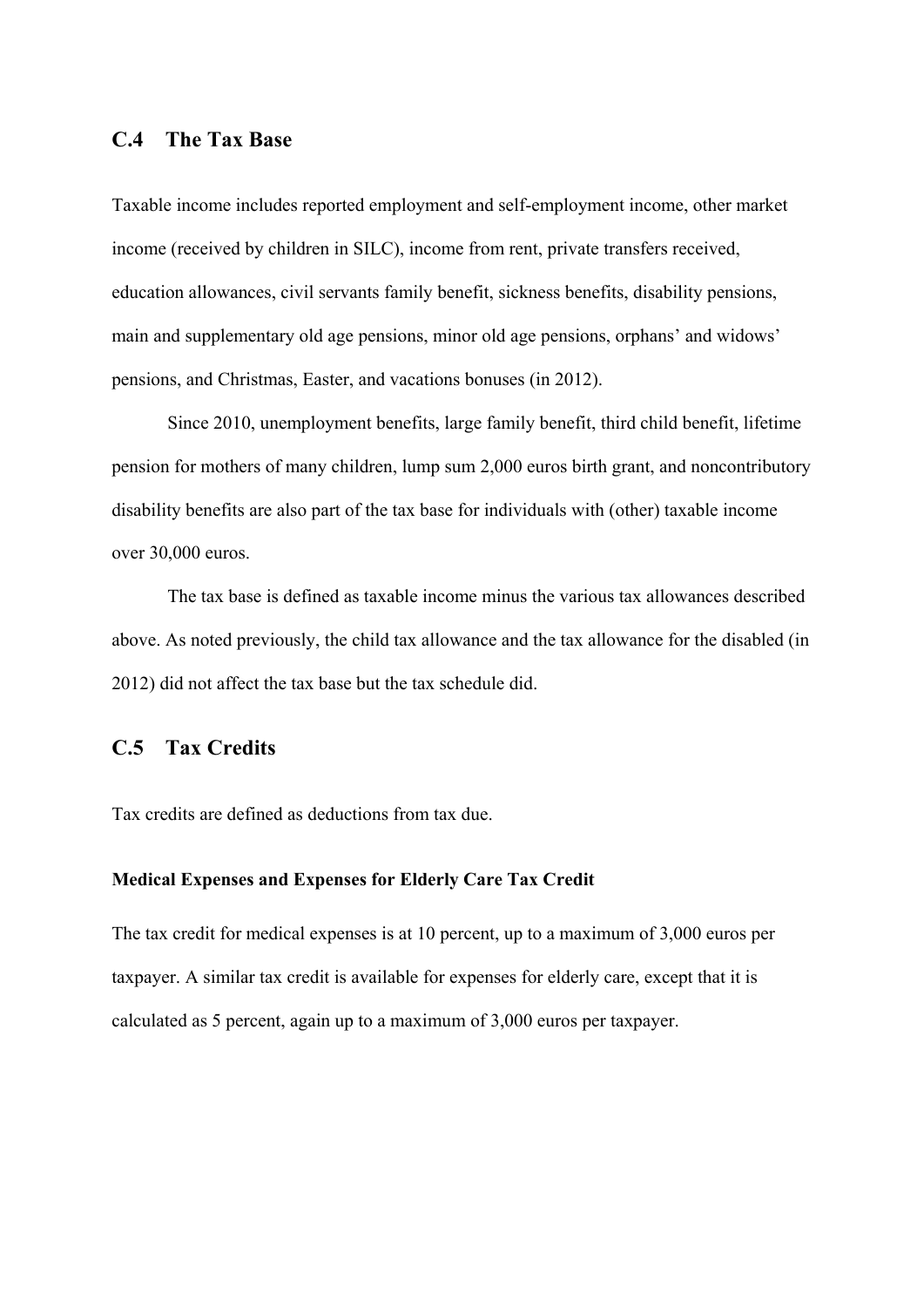## C.4 The Tax Base

Taxable income includes reported employment and self-employment income, other market income (received by children in SILC), income from rent, private transfers received, education allowances, civil servants family benefit, sickness benefits, disability pensions, main and supplementary old age pensions, minor old age pensions, orphans' and widows' pensions, and Christmas, Easter, and vacations bonuses (in 2012).

Since 2010, unemployment benefits, large family benefit, third child benefit, lifetime pension for mothers of many children, lump sum 2,000 euros birth grant, and noncontributory disability benefits are also part of the tax base for individuals with (other) taxable income over 30,000 euros.

The tax base is defined as taxable income minus the various tax allowances described above. As noted previously, the child tax allowance and the tax allowance for the disabled (in 2012) did not affect the tax base but the tax schedule did.

## C.5 Tax Credits

Tax credits are defined as deductions from tax due.

#### Medical Expenses and Expenses for Elderly Care Tax Credit

The tax credit for medical expenses is at 10 percent, up to a maximum of 3,000 euros per taxpayer. A similar tax credit is available for expenses for elderly care, except that it is calculated as 5 percent, again up to a maximum of 3,000 euros per taxpayer.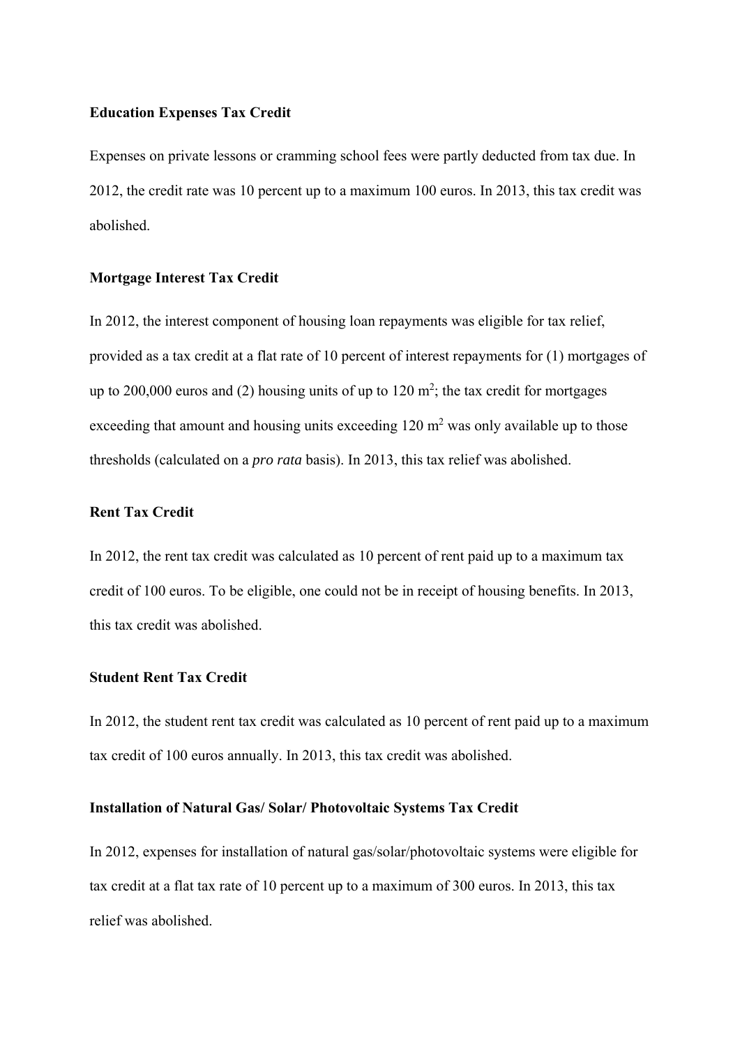**Education Expenses Tax Credit**

Expenses on private lessons or cramming school fees were partly deducted from tax due. In 2012, the credit rate was 10 percent up to a maximum 100 euros. In 2013, this tax credit was abolished.

**Mortgage Interest Tax Credit**

In 2012, the interest component of housing loan repayments was eligible for tax relief, provided as a tax credit at a flat rate of 10 percent of interest repayments for (1) mortgages of up to 200,000 euros and (2) housing units of up to 120 $m^2$; the tax credit for mortgages exceeding that amount and housing units exceeding 120 $m^2$ was only available up to those thresholds (calculated on a *pro rata* basis). In 2013, this tax relief was abolished.

**Rent Tax Credit**

In 2012, the rent tax credit was calculated as 10 percent of rent paid up to a maximum tax credit of 100 euros. To be eligible, one could not be in receipt of housing benefits. In 2013, this tax credit was abolished.

**Student Rent Tax Credit**

In 2012, the student rent tax credit was calculated as 10 percent of rent paid up to a maximum tax credit of 100 euros annually. In 2013, this tax credit was abolished.

**Installation of Natural Gas/ Solar/ Photovoltaic Systems Tax Credit**

In 2012, expenses for installation of natural gas/solar/photovoltaic systems were eligible for tax credit at a flat tax rate of 10 percent up to a maximum of 300 euros. In 2013, this tax relief was abolished.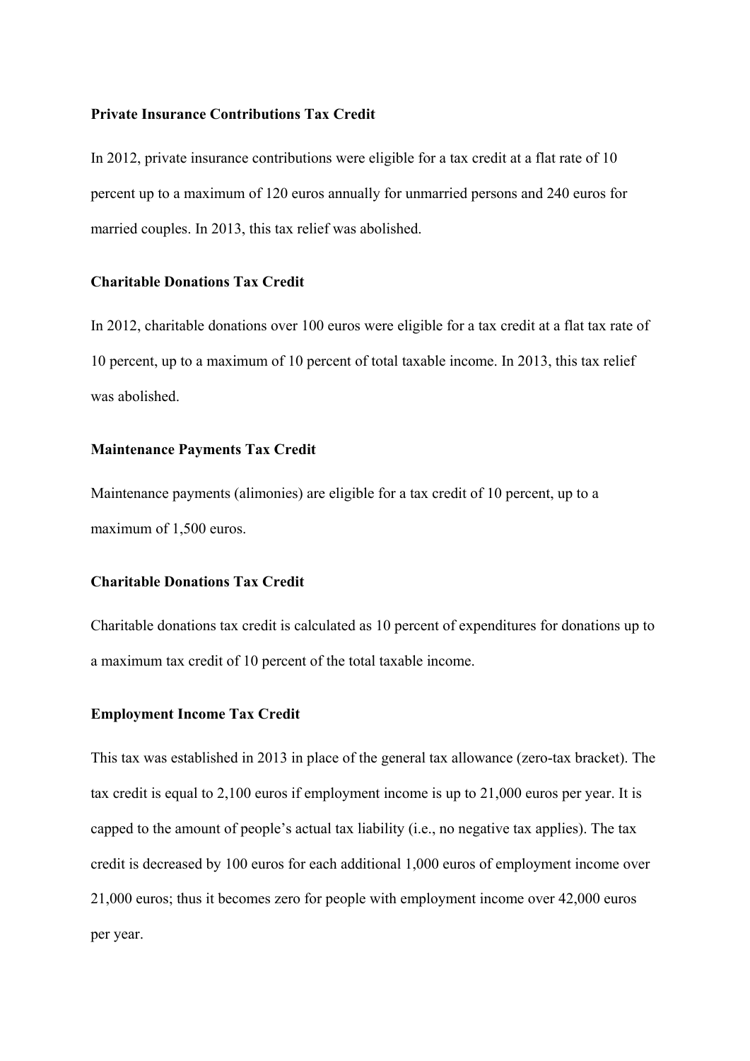**Private Insurance Contributions Tax Credit**

In 2012, private insurance contributions were eligible for a tax credit at a flat rate of 10 percent up to a maximum of 120 euros annually for unmarried persons and 240 euros for married couples. In 2013, this tax relief was abolished.

**Charitable Donations Tax Credit**

In 2012, charitable donations over 100 euros were eligible for a tax credit at a flat tax rate of 10 percent, up to a maximum of 10 percent of total taxable income. In 2013, this tax relief was abolished.

**Maintenance Payments Tax Credit**

Maintenance payments (alimonies) are eligible for a tax credit of 10 percent, up to a maximum of 1,500 euros.

**Charitable Donations Tax Credit**

Charitable donations tax credit is calculated as 10 percent of expenditures for donations up to a maximum tax credit of 10 percent of the total taxable income.

**Employment Income Tax Credit**

This tax was established in 2013 in place of the general tax allowance (zero-tax bracket). The tax credit is equal to 2,100 euros if employment income is up to 21,000 euros per year. It is capped to the amount of people's actual tax liability (i.e., no negative tax applies). The tax credit is decreased by 100 euros for each additional 1,000 euros of employment income over 21,000 euros; thus it becomes zero for people with employment income over 42,000 euros per year.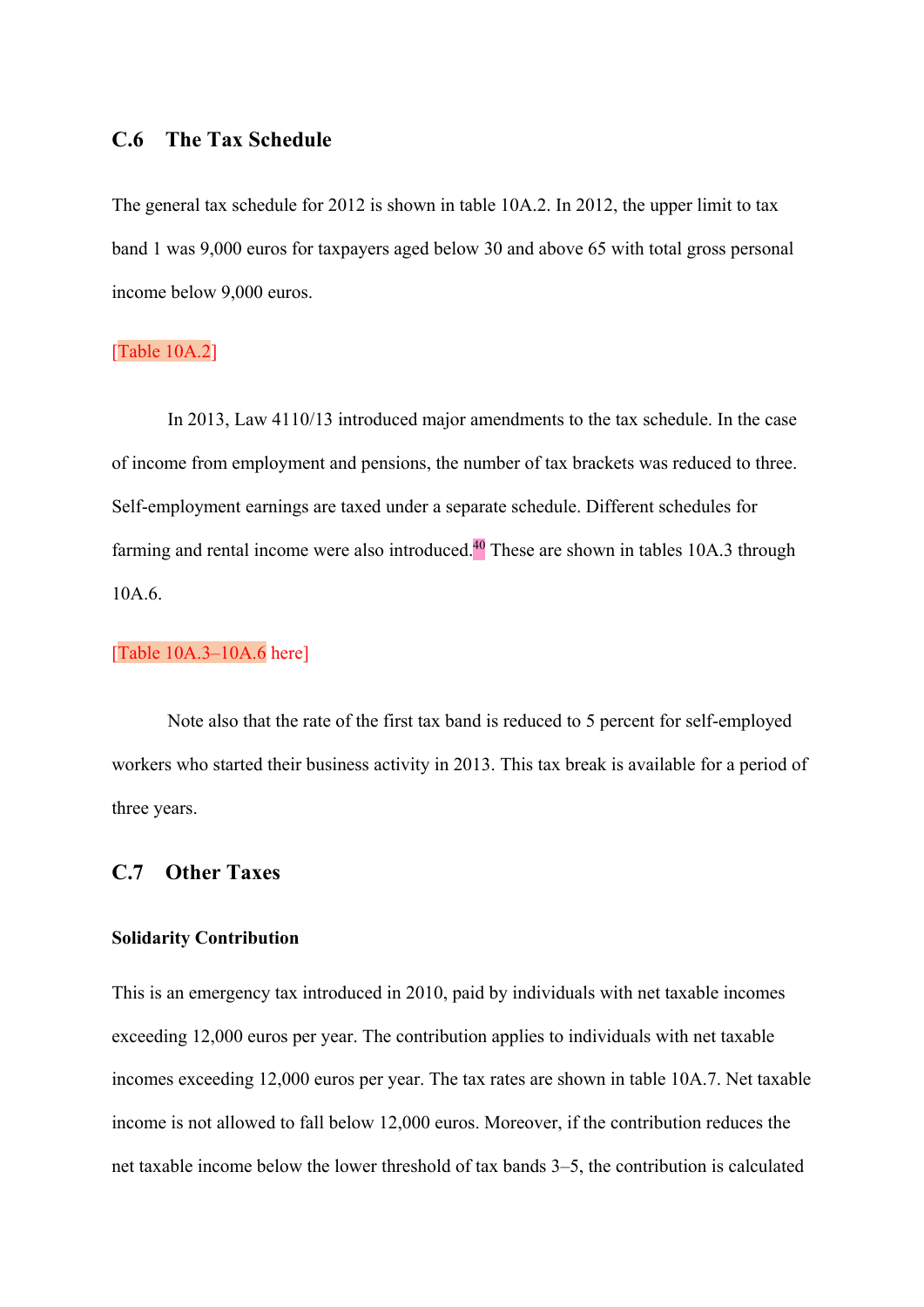## C.6 The Tax Schedule

The general tax schedule for 2012 is shown in table 10A.2. In 2012, the upper limit to tax band 1 was 9,000 euros for taxpayers aged below 30 and above 65 with total gross personal income below 9,000 euros.

[Table 10A.2]

In 2013, Law 4110/13 introduced major amendments to the tax schedule. In the case of income from employment and pensions, the number of tax brackets was reduced to three. Self-employment earnings are taxed under a separate schedule. Different schedules for farming and rental income were also introduced.[40] These are shown in tables 10A.3 through 10A.6.

[Table 10A.3–10A.6 here]

Note also that the rate of the first tax band is reduced to 5 percent for self-employed workers who started their business activity in 2013. This tax break is available for a period of three years.

## C.7 Other Taxes

### Solidarity Contribution

This is an emergency tax introduced in 2010, paid by individuals with net taxable incomes exceeding 12,000 euros per year. The contribution applies to individuals with net taxable incomes exceeding 12,000 euros per year. The tax rates are shown in table 10A.7. Net taxable income is not allowed to fall below 12,000 euros. Moreover, if the contribution reduces the net taxable income below the lower threshold of tax bands 3–5, the contribution is calculated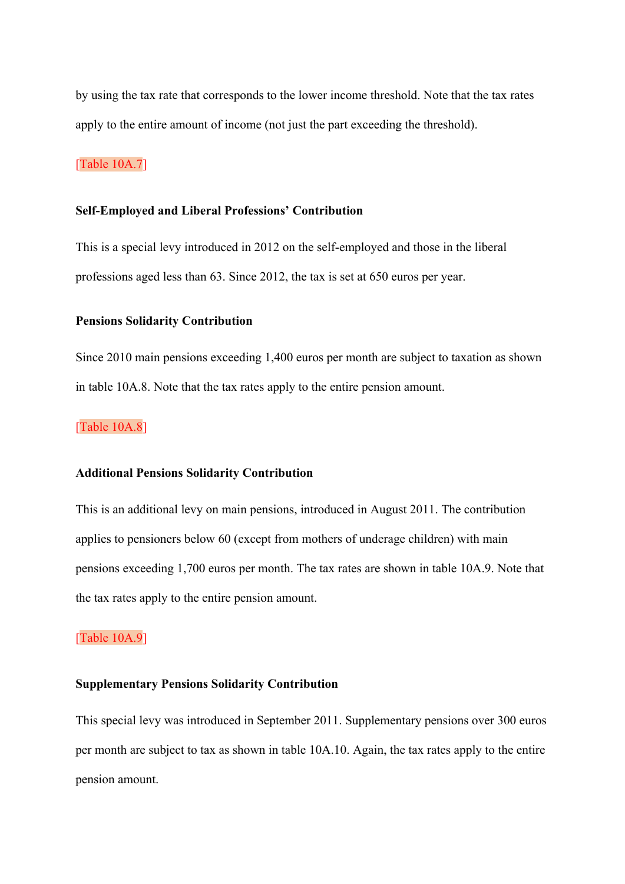by using the tax rate that corresponds to the lower income threshold. Note that the tax rates apply to the entire amount of income (not just the part exceeding the threshold).

[Table 10A.7]

**Self-Employed and Liberal Professions' Contribution**

This is a special levy introduced in 2012 on the self-employed and those in the liberal professions aged less than 63. Since 2012, the tax is set at 650 euros per year.

**Pensions Solidarity Contribution**

Since 2010 main pensions exceeding 1,400 euros per month are subject to taxation as shown in table 10A.8. Note that the tax rates apply to the entire pension amount.

[Table 10A.8]

**Additional Pensions Solidarity Contribution**

This is an additional levy on main pensions, introduced in August 2011. The contribution applies to pensioners below 60 (except from mothers of underage children) with main pensions exceeding 1,700 euros per month. The tax rates are shown in table 10A.9. Note that the tax rates apply to the entire pension amount.

[Table 10A.9]

**Supplementary Pensions Solidarity Contribution**

This special levy was introduced in September 2011. Supplementary pensions over 300 euros per month are subject to tax as shown in table 10A.10. Again, the tax rates apply to the entire pension amount.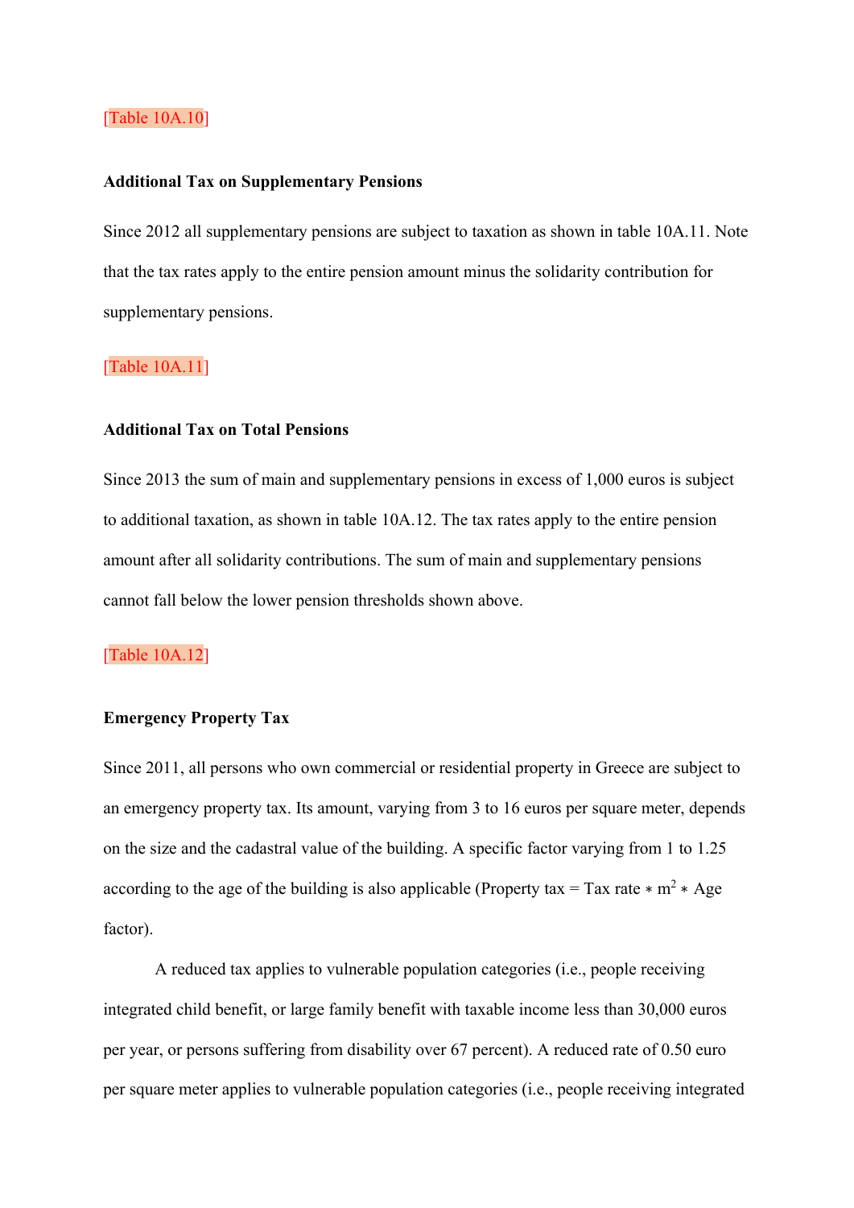[Table 10A.10]

**Additional Tax on Supplementary Pensions**

Since 2012 all supplementary pensions are subject to taxation as shown in table 10A.11. Note that the tax rates apply to the entire pension amount minus the solidarity contribution for supplementary pensions.

[Table 10A.11]

**Additional Tax on Total Pensions**

Since 2013 the sum of main and supplementary pensions in excess of 1,000 euros is subject to additional taxation, as shown in table 10A.12. The tax rates apply to the entire pension amount after all solidarity contributions. The sum of main and supplementary pensions cannot fall below the lower pension thresholds shown above.

[Table 10A.12]

**Emergency Property Tax**

Since 2011, all persons who own commercial or residential property in Greece are subject to an emergency property tax. Its amount, varying from 3 to 16 euros per square meter, depends on the size and the cadastral value of the building. A specific factor varying from 1 to 1.25 according to the age of the building is also applicable (Property tax = Tax rate $*$ $m^2$ $*$ Age factor).

A reduced tax applies to vulnerable population categories (i.e., people receiving integrated child benefit, or large family benefit with taxable income less than 30,000 euros per year, or persons suffering from disability over 67 percent). A reduced rate of 0.50 euro per square meter applies to vulnerable population categories (i.e., people receiving integrated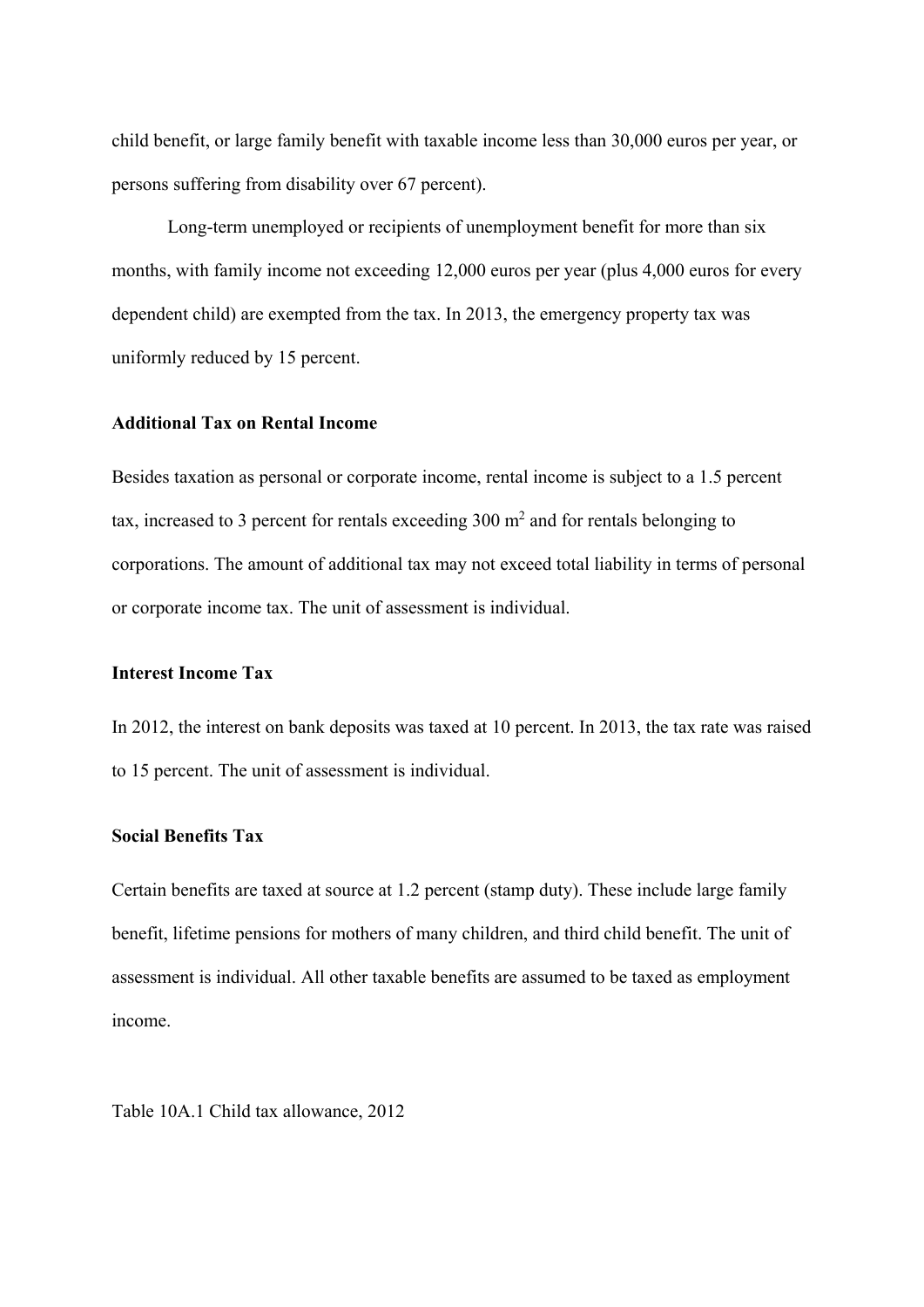child benefit, or large family benefit with taxable income less than 30,000 euros per year, or persons suffering from disability over 67 percent).

Long-term unemployed or recipients of unemployment benefit for more than six months, with family income not exceeding 12,000 euros per year (plus 4,000 euros for every dependent child) are exempted from the tax. In 2013, the emergency property tax was uniformly reduced by 15 percent.

**Additional Tax on Rental Income**

Besides taxation as personal or corporate income, rental income is subject to a 1.5 percent tax, increased to 3 percent for rentals exceeding 300 $m^2$ and for rentals belonging to corporations. The amount of additional tax may not exceed total liability in terms of personal or corporate income tax. The unit of assessment is individual.

**Interest Income Tax**

In 2012, the interest on bank deposits was taxed at 10 percent. In 2013, the tax rate was raised to 15 percent. The unit of assessment is individual.

**Social Benefits Tax**

Certain benefits are taxed at source at 1.2 percent (stamp duty). These include large family benefit, lifetime pensions for mothers of many children, and third child benefit. The unit of assessment is individual. All other taxable benefits are assumed to be taxed as employment income.

Table 10A.1 Child tax allowance, 2012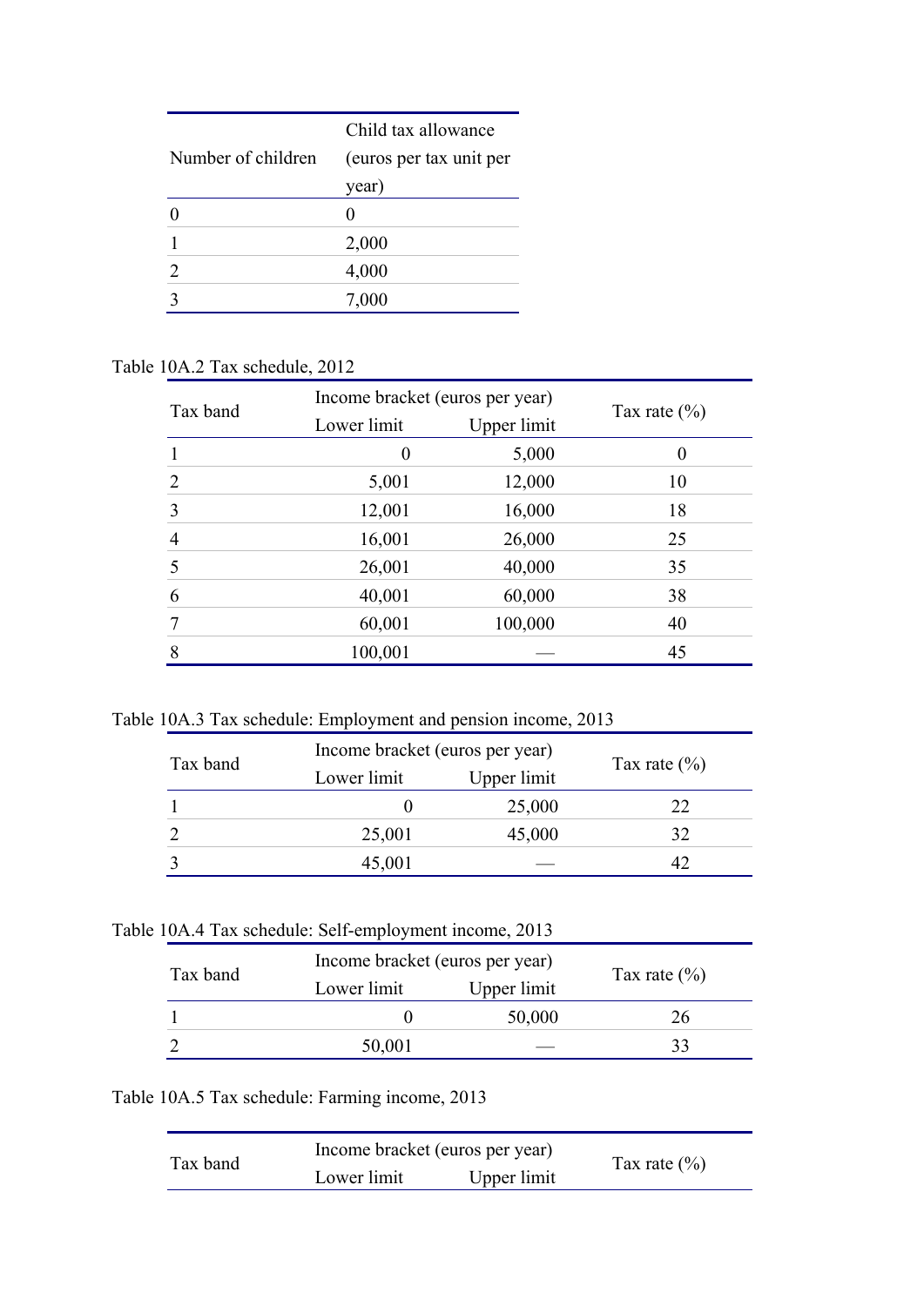| Number of children | Child tax allowance (euros per tax unit per year) |
|---|---|
| 0 | 0 |
| 1 | 2,000 |
| 2 | 4,000 |
| 3 | 7,000 |

Table 10A.2 Tax schedule, 2012

| Tax band | Income bracket (euros per year) | | Tax rate (%) |
|---|---|---|---|
| | Lower limit | Upper limit | |
| 1 | 0 | 5,000 | 0 |
| 2 | 5,001 | 12,000 | 10 |
| 3 | 12,001 | 16,000 | 18 |
| 4 | 16,001 | 26,000 | 25 |
| 5 | 26,001 | 40,000 | 35 |
| 6 | 40,001 | 60,000 | 38 |
| 7 | 60,001 | 100,000 | 40 |
| 8 | 100,001 | — | 45 |

Table 10A.3 Tax schedule: Employment and pension income, 2013

| Tax band | Income bracket (euros per year) | | Tax rate (%) |
|---|---|---|---|
| | Lower limit | Upper limit | |
| 1 | 0 | 25,000 | 22 |
| 2 | 25,001 | 45,000 | 32 |
| 3 | 45,001 | — | 42 |

Table 10A.4 Tax schedule: Self-employment income, 2013

| Tax band | Income bracket (euros per year) | | Tax rate (%) |
|---|---|---|---|
| | Lower limit | Upper limit | |
| 1 | 0 | 50,000 | 26 |
| 2 | 50,001 | — | 33 |

Table 10A.5 Tax schedule: Farming income, 2013

| Tax band | Income bracket (euros per year) | | Tax rate (%) |
|---|---|---|---|
| | Lower limit | Upper limit | |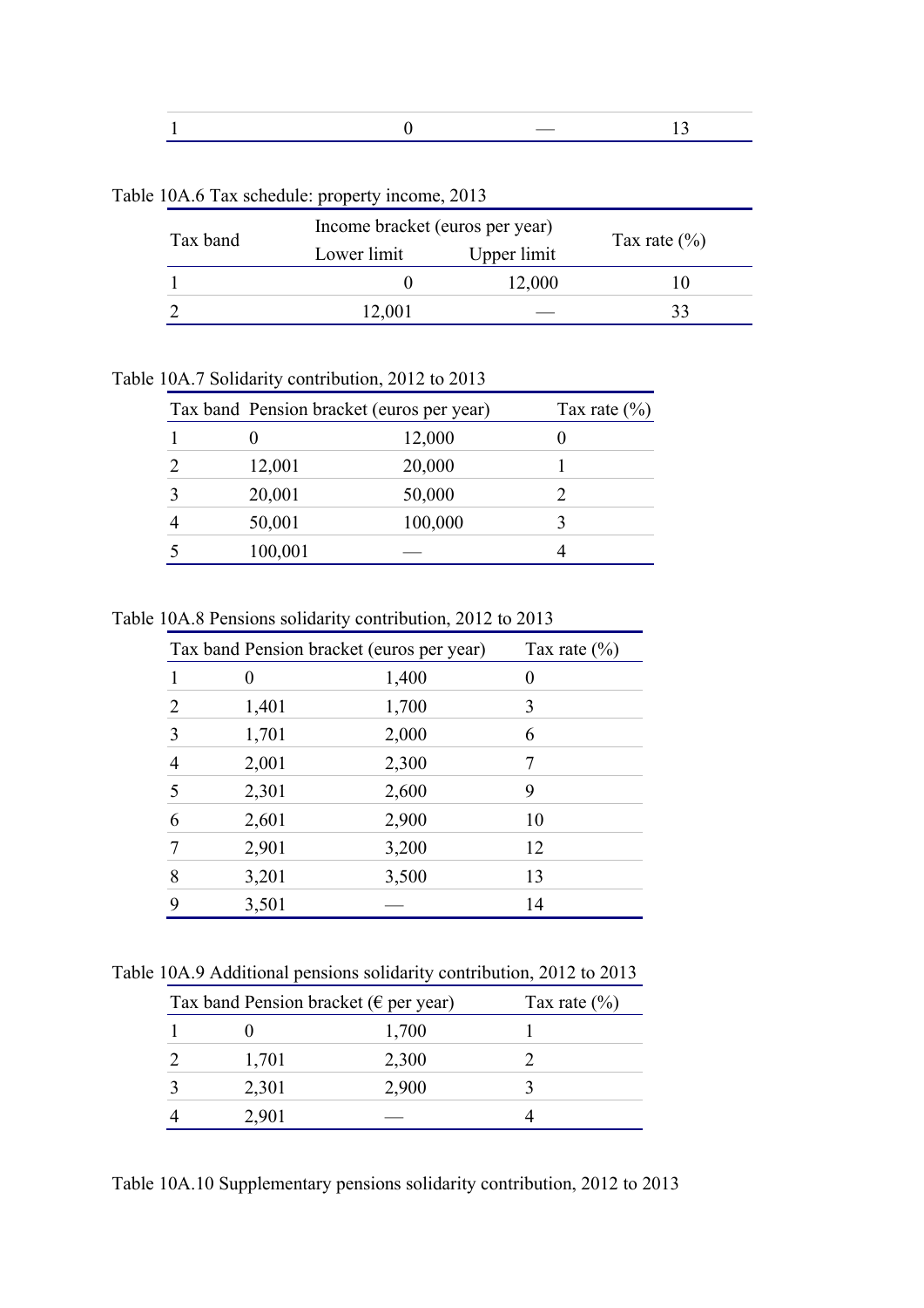| 1 | 0 | — | 13 |
|---|---|---|---|

Table 10A.6 Tax schedule: property income, 2013

| Tax band | Income bracket (euros per year) | | Tax rate (%) |
|---|---|---|---|
| | Lower limit | Upper limit | |
| 1 | 0 | 12,000 | 10 |
| 2 | 12,001 | — | 33 |

Table 10A.7 Solidarity contribution, 2012 to 2013

| Tax band | Pension bracket (euros per year) | | Tax rate (%) |
|---|---|---|---|
| 1 | 0 | 12,000 | 0 |
| 2 | 12,001 | 20,000 | 1 |
| 3 | 20,001 | 50,000 | 2 |
| 4 | 50,001 | 100,000 | 3 |
| 5 | 100,001 | — | 4 |

Table 10A.8 Pensions solidarity contribution, 2012 to 2013

| Tax band | Pension bracket (euros per year) | | Tax rate (%) |
|---|---|---|---|
| 1 | 0 | 1,400 | 0 |
| 2 | 1,401 | 1,700 | 3 |
| 3 | 1,701 | 2,000 | 6 |
| 4 | 2,001 | 2,300 | 7 |
| 5 | 2,301 | 2,600 | 9 |
| 6 | 2,601 | 2,900 | 10 |
| 7 | 2,901 | 3,200 | 12 |
| 8 | 3,201 | 3,500 | 13 |
| 9 | 3,501 | — | 14 |

Table 10A.9 Additional pensions solidarity contribution, 2012 to 2013

| Tax band | Pension bracket (€ per year) | | Tax rate (%) |
|---|---|---|---|
| 1 | 0 | 1,700 | 1 |
| 2 | 1,701 | 2,300 | 2 |
| 3 | 2,301 | 2,900 | 3 |
| 4 | 2,901 | — | 4 |

Table 10A.10 Supplementary pensions solidarity contribution, 2012 to 2013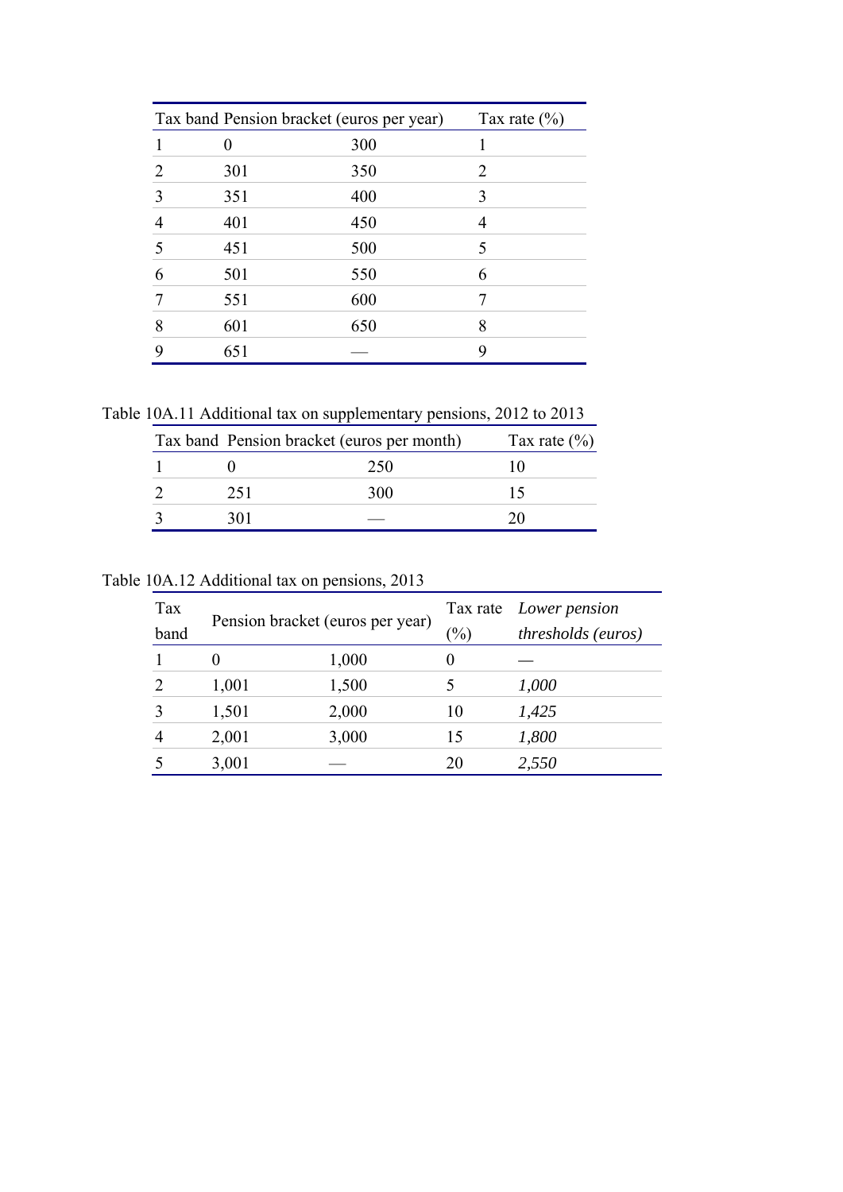| Tax band | Pension bracket (euros per year) | | Tax rate (%) |
|---|---|---|---|
| 1 | 0 | 300 | 1 |
| 2 | 301 | 350 | 2 |
| 3 | 351 | 400 | 3 |
| 4 | 401 | 450 | 4 |
| 5 | 451 | 500 | 5 |
| 6 | 501 | 550 | 6 |
| 7 | 551 | 600 | 7 |
| 8 | 601 | 650 | 8 |
| 9 | 651 | — | 9 |

Table 10A.11 Additional tax on supplementary pensions, 2012 to 2013

| Tax band | Pension bracket (euros per month) | | Tax rate (%) |
|---|---|---|---|
| 1 | 0 | 250 | 10 |
| 2 | 251 | 300 | 15 |
| 3 | 301 | — | 20 |

Table 10A.12 Additional tax on pensions, 2013

| Tax band | Pension bracket (euros per year) | | Tax rate (%) | *Lower pension thresholds (euros)* |
|---|---|---|---|---|
| 1 | 0 | 1,000 | 0 | — |
| 2 | 1,001 | 1,500 | 5 | *1,000* |
| 3 | 1,501 | 2,000 | 10 | *1,425* |
| 4 | 2,001 | 3,000 | 15 | *1,800* |
| 5 | 3,001 | — | 20 | *2,550* |